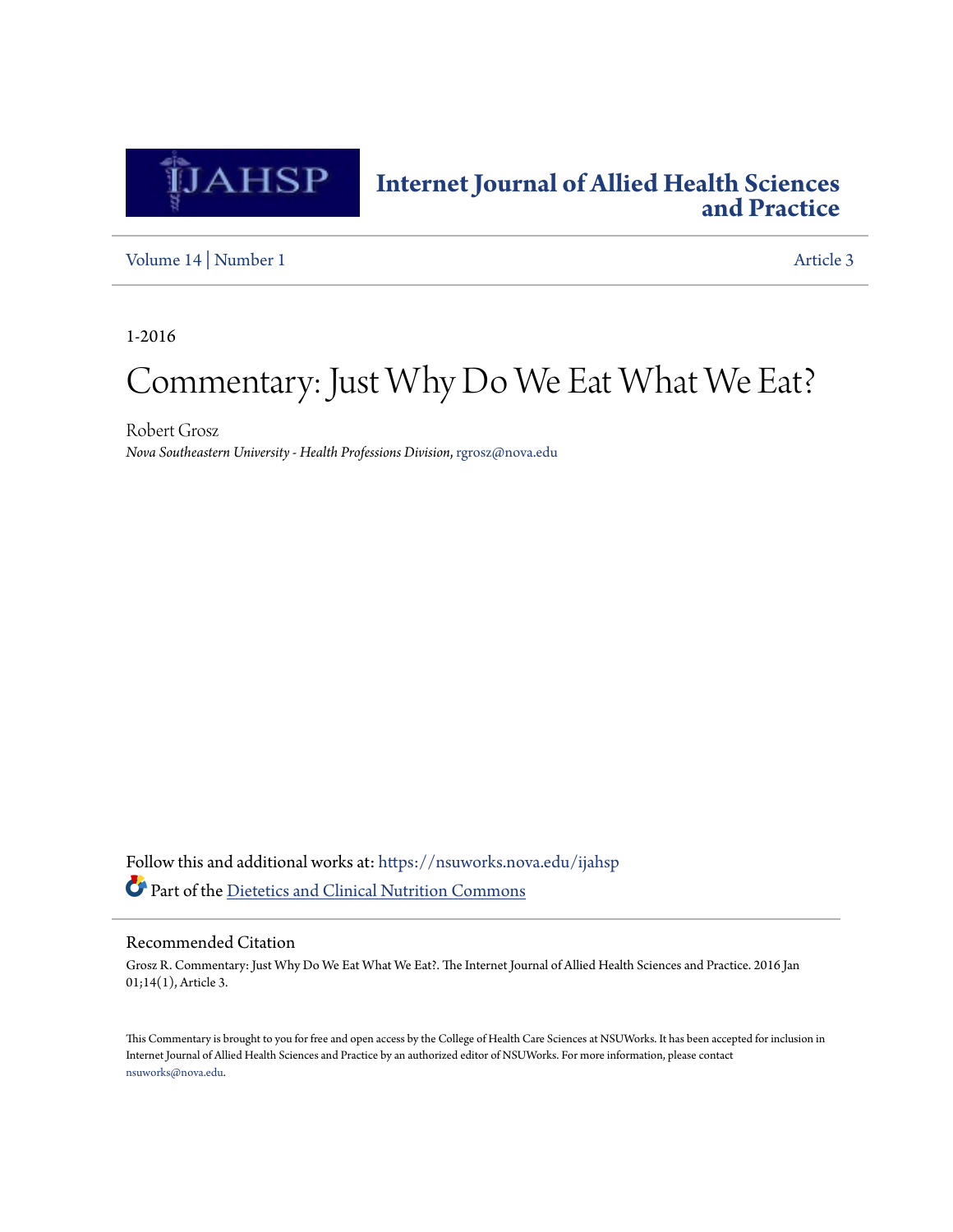# Internet Journal of Allied Health Sciences and Practice

Volume 14 | Number 1 Article 3

1-2016

# Commentary: Just Why Do We Eat What We Eat?

Robert Grosz
*Nova Southeastern University - Health Professions Division*, rgrosz@nova.edu

Follow this and additional works at: https://nsuworks.nova.edu/ijahsp

Part of the Dietetics and Clinical Nutrition Commons

## Recommended Citation

Grosz R. Commentary: Just Why Do We Eat What We Eat?. The Internet Journal of Allied Health Sciences and Practice. 2016 Jan 01;14(1), Article 3.

This Commentary is brought to you for free and open access by the College of Health Care Sciences at NSUWorks. It has been accepted for inclusion in Internet Journal of Allied Health Sciences and Practice by an authorized editor of NSUWorks. For more information, please contact nsuworks@nova.edu.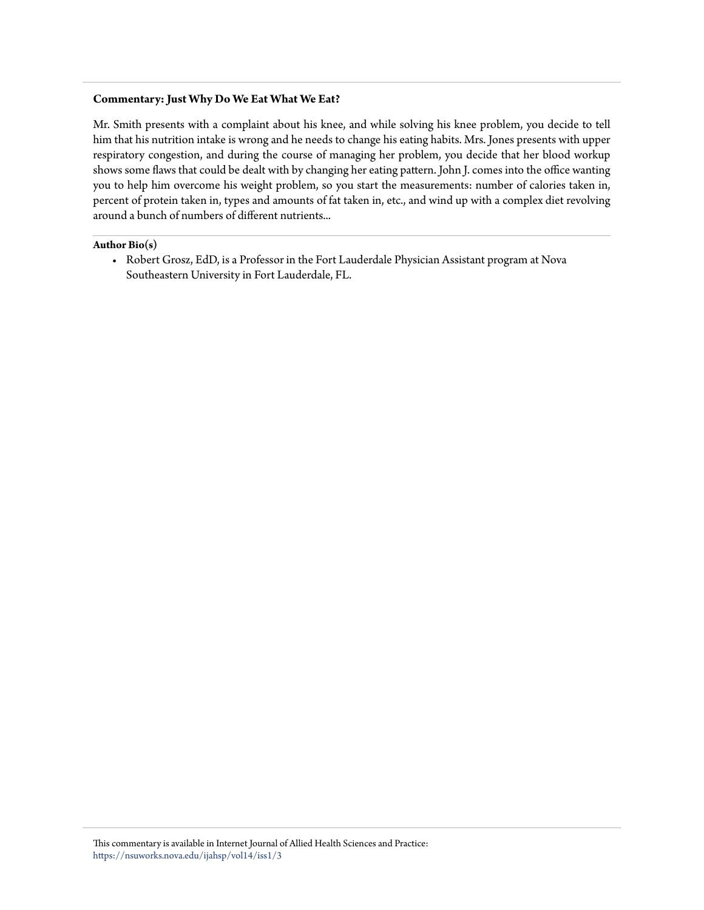**Commentary: Just Why Do We Eat What We Eat?**

Mr. Smith presents with a complaint about his knee, and while solving his knee problem, you decide to tell him that his nutrition intake is wrong and he needs to change his eating habits. Mrs. Jones presents with upper respiratory congestion, and during the course of managing her problem, you decide that her blood workup shows some flaws that could be dealt with by changing her eating pattern. John J. comes into the office wanting you to help him overcome his weight problem, so you start the measurements: number of calories taken in, percent of protein taken in, types and amounts of fat taken in, etc., and wind up with a complex diet revolving around a bunch of numbers of different nutrients...

**Author Bio(s)**

- Robert Grosz, EdD, is a Professor in the Fort Lauderdale Physician Assistant program at Nova Southeastern University in Fort Lauderdale, FL.

This commentary is available in Internet Journal of Allied Health Sciences and Practice: https://nsuworks.nova.edu/ijahsp/vol14/iss1/3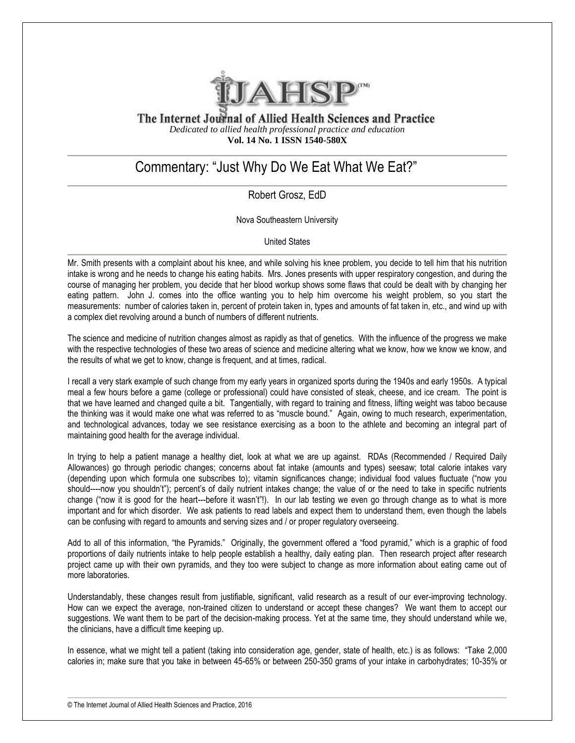The Internet Journal of Allied Health Sciences and Practice

*Dedicated to allied health professional practice and education*

**Vol. 14 No. 1 ISSN 1540-580X**

# Commentary: "Just Why Do We Eat What We Eat?"

Robert Grosz, EdD

Nova Southeastern University

United States

Mr. Smith presents with a complaint about his knee, and while solving his knee problem, you decide to tell him that his nutrition intake is wrong and he needs to change his eating habits. Mrs. Jones presents with upper respiratory congestion, and during the course of managing her problem, you decide that her blood workup shows some flaws that could be dealt with by changing her eating pattern. John J. comes into the office wanting you to help him overcome his weight problem, so you start the measurements: number of calories taken in, percent of protein taken in, types and amounts of fat taken in, etc., and wind up with a complex diet revolving around a bunch of numbers of different nutrients.

The science and medicine of nutrition changes almost as rapidly as that of genetics. With the influence of the progress we make with the respective technologies of these two areas of science and medicine altering what we know, how we know we know, and the results of what we get to know, change is frequent, and at times, radical.

I recall a very stark example of such change from my early years in organized sports during the 1940s and early 1950s. A typical meal a few hours before a game (college or professional) could have consisted of steak, cheese, and ice cream. The point is that we have learned and changed quite a bit. Tangentially, with regard to training and fitness, lifting weight was taboo because the thinking was it would make one what was referred to as "muscle bound." Again, owing to much research, experimentation, and technological advances, today we see resistance exercising as a boon to the athlete and becoming an integral part of maintaining good health for the average individual.

In trying to help a patient manage a healthy diet, look at what we are up against. RDAs (Recommended / Required Daily Allowances) go through periodic changes; concerns about fat intake (amounts and types) seesaw; total calorie intakes vary (depending upon which formula one subscribes to); vitamin significances change; individual food values fluctuate ("now you should----now you shouldn't"); percent's of daily nutrient intakes change; the value of or the need to take in specific nutrients change ("now it is good for the heart---before it wasn't"!). In our lab testing we even go through change as to what is more important and for which disorder. We ask patients to read labels and expect them to understand them, even though the labels can be confusing with regard to amounts and serving sizes and / or proper regulatory overseeing.

Add to all of this information, "the Pyramids." Originally, the government offered a "food pyramid," which is a graphic of food proportions of daily nutrients intake to help people establish a healthy, daily eating plan. Then research project after research project came up with their own pyramids, and they too were subject to change as more information about eating came out of more laboratories.

Understandably, these changes result from justifiable, significant, valid research as a result of our ever-improving technology. How can we expect the average, non-trained citizen to understand or accept these changes? We want them to accept our suggestions. We want them to be part of the decision-making process. Yet at the same time, they should understand while we, the clinicians, have a difficult time keeping up.

In essence, what we might tell a patient (taking into consideration age, gender, state of health, etc.) is as follows: "Take 2,000 calories in; make sure that you take in between 45-65% or between 250-350 grams of your intake in carbohydrates; 10-35% or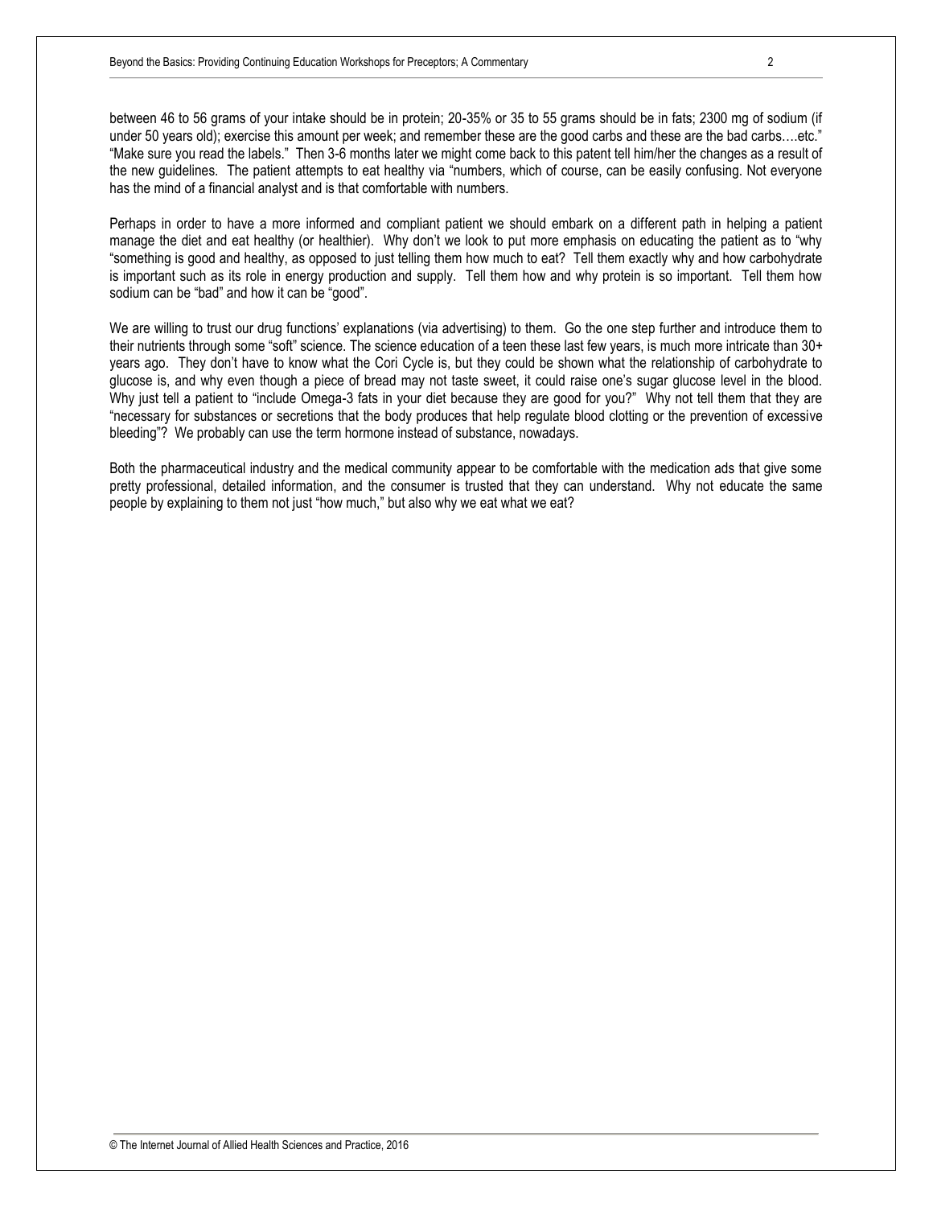between 46 to 56 grams of your intake should be in protein; 20-35% or 35 to 55 grams should be in fats; 2300 mg of sodium (if under 50 years old); exercise this amount per week; and remember these are the good carbs and these are the bad carbs….etc." "Make sure you read the labels." Then 3-6 months later we might come back to this patent tell him/her the changes as a result of the new guidelines. The patient attempts to eat healthy via "numbers, which of course, can be easily confusing. Not everyone has the mind of a financial analyst and is that comfortable with numbers.

Perhaps in order to have a more informed and compliant patient we should embark on a different path in helping a patient manage the diet and eat healthy (or healthier). Why don't we look to put more emphasis on educating the patient as to "why "something is good and healthy, as opposed to just telling them how much to eat? Tell them exactly why and how carbohydrate is important such as its role in energy production and supply. Tell them how and why protein is so important. Tell them how sodium can be "bad" and how it can be "good".

We are willing to trust our drug functions' explanations (via advertising) to them. Go the one step further and introduce them to their nutrients through some "soft" science. The science education of a teen these last few years, is much more intricate than 30+ years ago. They don't have to know what the Cori Cycle is, but they could be shown what the relationship of carbohydrate to glucose is, and why even though a piece of bread may not taste sweet, it could raise one's sugar glucose level in the blood. Why just tell a patient to "include Omega-3 fats in your diet because they are good for you?" Why not tell them that they are "necessary for substances or secretions that the body produces that help regulate blood clotting or the prevention of excessive bleeding"? We probably can use the term hormone instead of substance, nowadays.

Both the pharmaceutical industry and the medical community appear to be comfortable with the medication ads that give some pretty professional, detailed information, and the consumer is trusted that they can understand. Why not educate the same people by explaining to them not just "how much," but also why we eat what we eat?